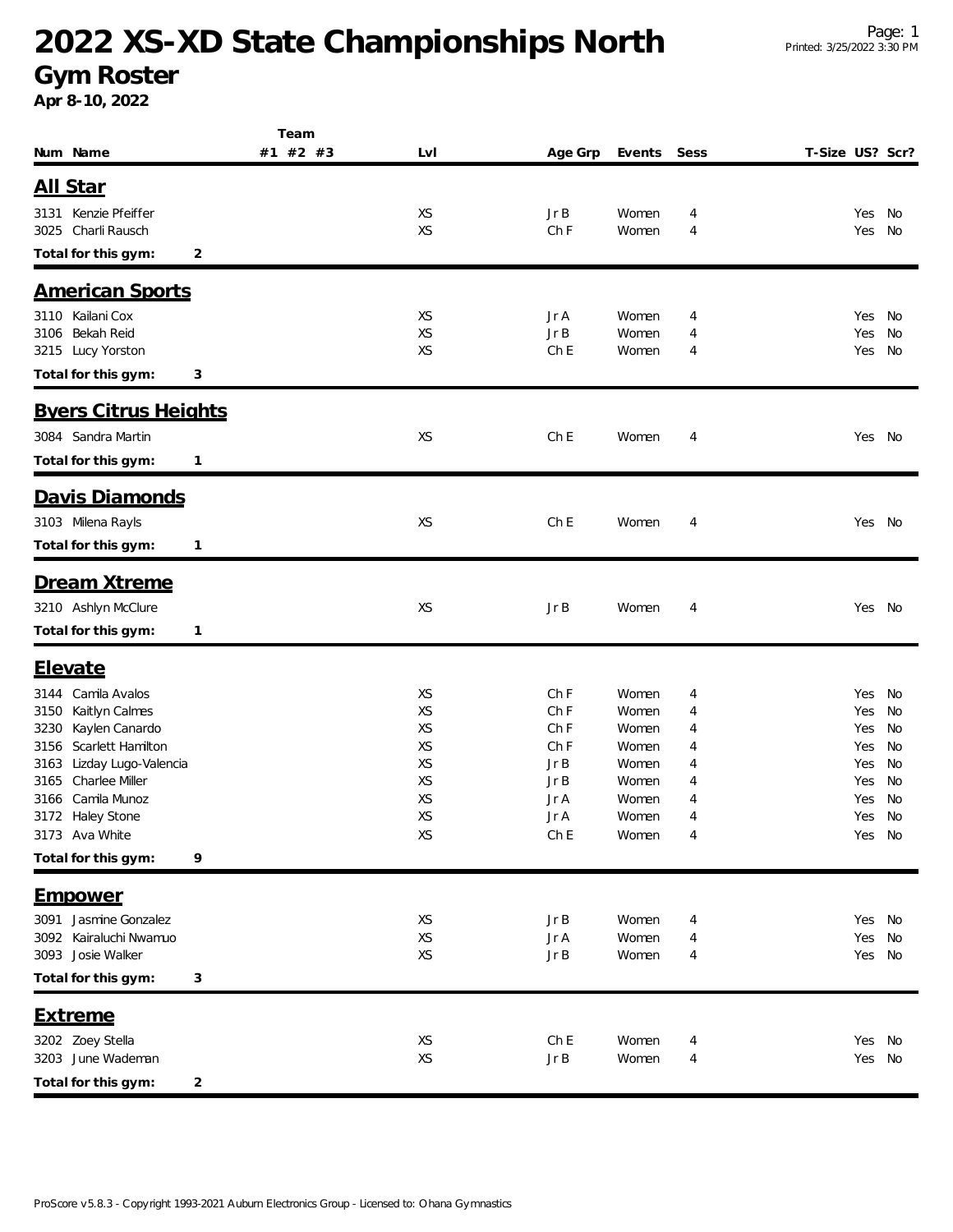# 2022 XS-XD State Championships North

## Gym Roster

**Apr 8-10, 2022**

### All Star

| Num | Name | Team #1 | Team #2 | Team #3 | Lvl | Age Grp | Events | Sess | T-Size | US? | Scr? |
|---|---|---|---|---|---|---|---|---|---|---|---|
| 3131 | Kenzie Pfeiffer | | | | XS | Jr B | Women | 4 | | Yes | No |
| 3025 | Charli Rausch | | | | XS | Ch F | Women | 4 | | Yes | No |

**Total for this gym: 2**

### American Sports

| Num | Name | Team #1 | Team #2 | Team #3 | Lvl | Age Grp | Events | Sess | T-Size | US? | Scr? |
|---|---|---|---|---|---|---|---|---|---|---|---|
| 3110 | Kailani Cox | | | | XS | Jr A | Women | 4 | | Yes | No |
| 3106 | Bekah Reid | | | | XS | Jr B | Women | 4 | | Yes | No |
| 3215 | Lucy Yorston | | | | XS | Ch E | Women | 4 | | Yes | No |

**Total for this gym: 3**

### Byers Citrus Heights

| Num | Name | Team #1 | Team #2 | Team #3 | Lvl | Age Grp | Events | Sess | T-Size | US? | Scr? |
|---|---|---|---|---|---|---|---|---|---|---|---|
| 3084 | Sandra Martin | | | | XS | Ch E | Women | 4 | | Yes | No |

**Total for this gym: 1**

### Davis Diamonds

| Num | Name | Team #1 | Team #2 | Team #3 | Lvl | Age Grp | Events | Sess | T-Size | US? | Scr? |
|---|---|---|---|---|---|---|---|---|---|---|---|
| 3103 | Milena Rayls | | | | XS | Ch E | Women | 4 | | Yes | No |

**Total for this gym: 1**

### Dream Xtreme

| Num | Name | Team #1 | Team #2 | Team #3 | Lvl | Age Grp | Events | Sess | T-Size | US? | Scr? |
|---|---|---|---|---|---|---|---|---|---|---|---|
| 3210 | Ashlyn McClure | | | | XS | Jr B | Women | 4 | | Yes | No |

**Total for this gym: 1**

### Elevate

| Num | Name | Team #1 | Team #2 | Team #3 | Lvl | Age Grp | Events | Sess | T-Size | US? | Scr? |
|---|---|---|---|---|---|---|---|---|---|---|---|
| 3144 | Camila Avalos | | | | XS | Ch F | Women | 4 | | Yes | No |
| 3150 | Kaitlyn Calmes | | | | XS | Ch F | Women | 4 | | Yes | No |
| 3230 | Kaylen Canardo | | | | XS | Ch F | Women | 4 | | Yes | No |
| 3156 | Scarlett Hamilton | | | | XS | Ch F | Women | 4 | | Yes | No |
| 3163 | Lizday Lugo-Valencia | | | | XS | Jr B | Women | 4 | | Yes | No |
| 3165 | Charlee Miller | | | | XS | Jr B | Women | 4 | | Yes | No |
| 3166 | Camila Munoz | | | | XS | Jr A | Women | 4 | | Yes | No |
| 3172 | Haley Stone | | | | XS | Jr A | Women | 4 | | Yes | No |
| 3173 | Ava White | | | | XS | Ch E | Women | 4 | | Yes | No |

**Total for this gym: 9**

### Empower

| Num | Name | Team #1 | Team #2 | Team #3 | Lvl | Age Grp | Events | Sess | T-Size | US? | Scr? |
|---|---|---|---|---|---|---|---|---|---|---|---|
| 3091 | Jasmine Gonzalez | | | | XS | Jr B | Women | 4 | | Yes | No |
| 3092 | Kairaluchi Nwamuo | | | | XS | Jr A | Women | 4 | | Yes | No |
| 3093 | Josie Walker | | | | XS | Jr B | Women | 4 | | Yes | No |

**Total for this gym: 3**

### Extreme

| Num | Name | Team #1 | Team #2 | Team #3 | Lvl | Age Grp | Events | Sess | T-Size | US? | Scr? |
|---|---|---|---|---|---|---|---|---|---|---|---|
| 3202 | Zoey Stella | | | | XS | Ch E | Women | 4 | | Yes | No |
| 3203 | June Wademan | | | | XS | Jr B | Women | 4 | | Yes | No |

**Total for this gym: 2**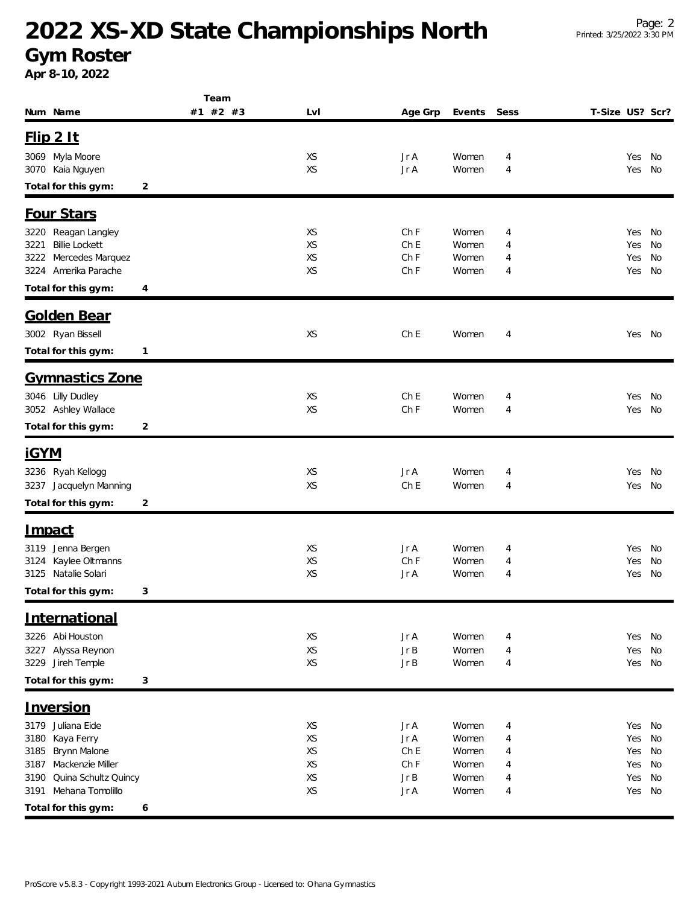# 2022 XS-XD State Championships North

## Gym Roster

**Apr 8-10, 2022**

| Num | Name | Team #1 | Team #2 | Team #3 | Lvl | Age Grp | Events | Sess | T-Size | US? | Scr? |
|---|---|---|---|---|---|---|---|---|---|---|---|
| **Flip 2 It** | | | | | | | | | | | |
| 3069 | Myla Moore | | | | XS | Jr A | Women | 4 | | Yes | No |
| 3070 | Kaia Nguyen | | | | XS | Jr A | Women | 4 | | Yes | No |
| **Total for this gym:** | 2 | | | | | | | | | | |
| **Four Stars** | | | | | | | | | | | |
| 3220 | Reagan Langley | | | | XS | Ch F | Women | 4 | | Yes | No |
| 3221 | Billie Lockett | | | | XS | Ch E | Women | 4 | | Yes | No |
| 3222 | Mercedes Marquez | | | | XS | Ch F | Women | 4 | | Yes | No |
| 3224 | Amerika Parache | | | | XS | Ch F | Women | 4 | | Yes | No |
| **Total for this gym:** | 4 | | | | | | | | | | |
| **Golden Bear** | | | | | | | | | | | |
| 3002 | Ryan Bissell | | | | XS | Ch E | Women | 4 | | Yes | No |
| **Total for this gym:** | 1 | | | | | | | | | | |
| **Gymnastics Zone** | | | | | | | | | | | |
| 3046 | Lilly Dudley | | | | XS | Ch E | Women | 4 | | Yes | No |
| 3052 | Ashley Wallace | | | | XS | Ch F | Women | 4 | | Yes | No |
| **Total for this gym:** | 2 | | | | | | | | | | |
| **iGYM** | | | | | | | | | | | |
| 3236 | Ryah Kellogg | | | | XS | Jr A | Women | 4 | | Yes | No |
| 3237 | Jacquelyn Manning | | | | XS | Ch E | Women | 4 | | Yes | No |
| **Total for this gym:** | 2 | | | | | | | | | | |
| **Impact** | | | | | | | | | | | |
| 3119 | Jenna Bergen | | | | XS | Jr A | Women | 4 | | Yes | No |
| 3124 | Kaylee Oltmanns | | | | XS | Ch F | Women | 4 | | Yes | No |
| 3125 | Natalie Solari | | | | XS | Jr A | Women | 4 | | Yes | No |
| **Total for this gym:** | 3 | | | | | | | | | | |
| **International** | | | | | | | | | | | |
| 3226 | Abi Houston | | | | XS | Jr A | Women | 4 | | Yes | No |
| 3227 | Alyssa Reynon | | | | XS | Jr B | Women | 4 | | Yes | No |
| 3229 | Jireh Temple | | | | XS | Jr B | Women | 4 | | Yes | No |
| **Total for this gym:** | 3 | | | | | | | | | | |
| **Inversion** | | | | | | | | | | | |
| 3179 | Juliana Eide | | | | XS | Jr A | Women | 4 | | Yes | No |
| 3180 | Kaya Ferry | | | | XS | Jr A | Women | 4 | | Yes | No |
| 3185 | Brynn Malone | | | | XS | Ch E | Women | 4 | | Yes | No |
| 3187 | Mackenzie Miller | | | | XS | Ch F | Women | 4 | | Yes | No |
| 3190 | Quina Schultz Quincy | | | | XS | Jr B | Women | 4 | | Yes | No |
| 3191 | Mehana Tomolillo | | | | XS | Jr A | Women | 4 | | Yes | No |
| **Total for this gym:** | 6 | | | | | | | | | | |

ProScore v5.8.3 - Copyright 1993-2021 Auburn Electronics Group - Licensed to: Ohana Gymnastics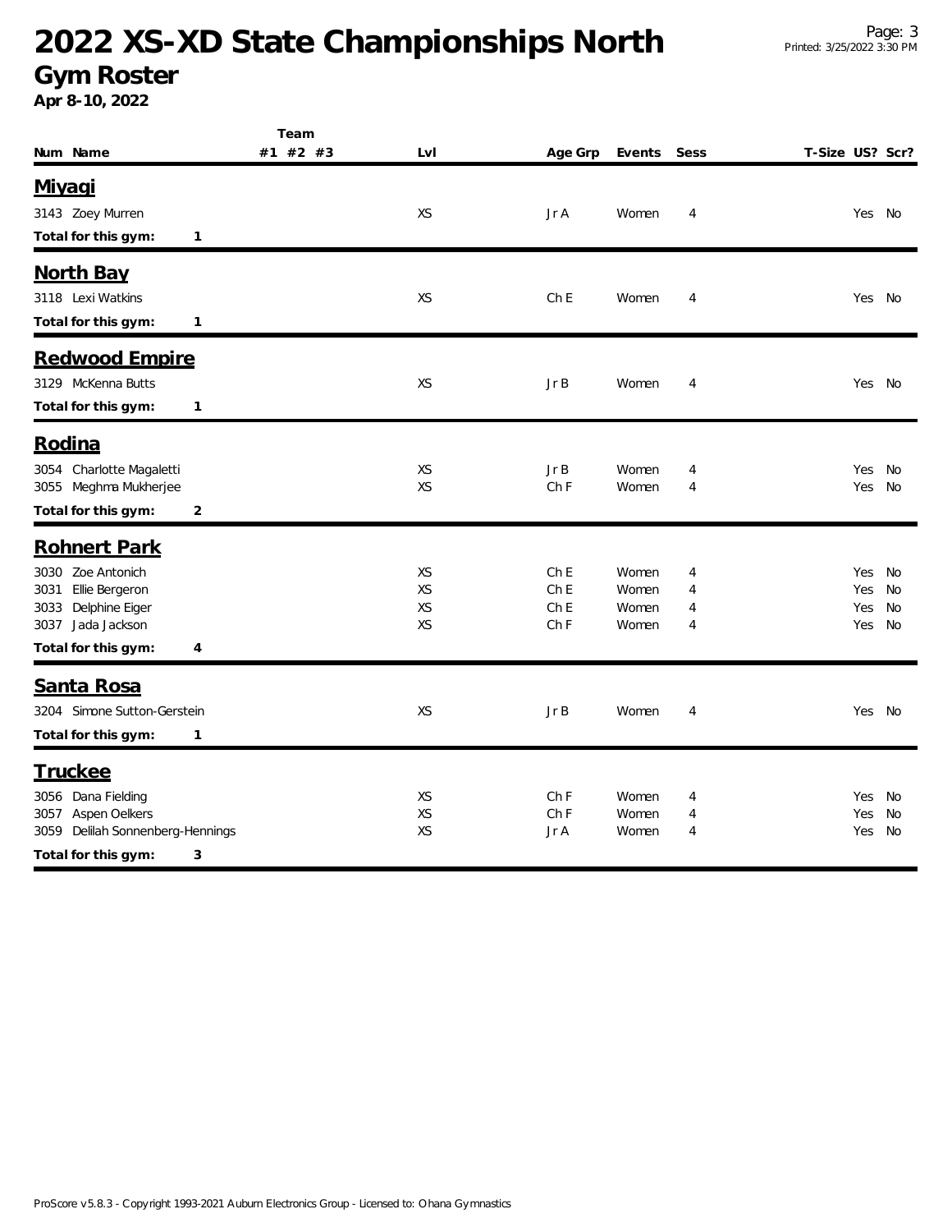# 2022 XS-XD State Championships North

## Gym Roster

**Apr 8-10, 2022**

| Num | Name | Team #1 | #2 | #3 | Lvl | Age Grp | Events | Sess | T-Size | US? | Scr? |
|---|---|---|---|---|---|---|---|---|---|---|---|
| **Miyagi** | | | | | | | | | | | |
| 3143 | Zoey Murren | | | | XS | Jr A | Women | 4 | | Yes | No |
| **Total for this gym:** | 1 | | | | | | | | | | |
| **North Bay** | | | | | | | | | | | |
| 3118 | Lexi Watkins | | | | XS | Ch E | Women | 4 | | Yes | No |
| **Total for this gym:** | 1 | | | | | | | | | | |
| **Redwood Empire** | | | | | | | | | | | |
| 3129 | McKenna Butts | | | | XS | Jr B | Women | 4 | | Yes | No |
| **Total for this gym:** | 1 | | | | | | | | | | |
| **Rodina** | | | | | | | | | | | |
| 3054 | Charlotte Magaletti | | | | XS | Jr B | Women | 4 | | Yes | No |
| 3055 | Meghma Mukherjee | | | | XS | Ch F | Women | 4 | | Yes | No |
| **Total for this gym:** | 2 | | | | | | | | | | |
| **Rohnert Park** | | | | | | | | | | | |
| 3030 | Zoe Antonich | | | | XS | Ch E | Women | 4 | | Yes | No |
| 3031 | Ellie Bergeron | | | | XS | Ch E | Women | 4 | | Yes | No |
| 3033 | Delphine Eiger | | | | XS | Ch E | Women | 4 | | Yes | No |
| 3037 | Jada Jackson | | | | XS | Ch F | Women | 4 | | Yes | No |
| **Total for this gym:** | 4 | | | | | | | | | | |
| **Santa Rosa** | | | | | | | | | | | |
| 3204 | Simone Sutton-Gerstein | | | | XS | Jr B | Women | 4 | | Yes | No |
| **Total for this gym:** | 1 | | | | | | | | | | |
| **Truckee** | | | | | | | | | | | |
| 3056 | Dana Fielding | | | | XS | Ch F | Women | 4 | | Yes | No |
| 3057 | Aspen Oelkers | | | | XS | Ch F | Women | 4 | | Yes | No |
| 3059 | Delilah Sonnenberg-Hennings | | | | XS | Jr A | Women | 4 | | Yes | No |
| **Total for this gym:** | 3 | | | | | | | | | | |

ProScore v5.8.3 - Copyright 1993-2021 Auburn Electronics Group - Licensed to: Ohana Gymnastics